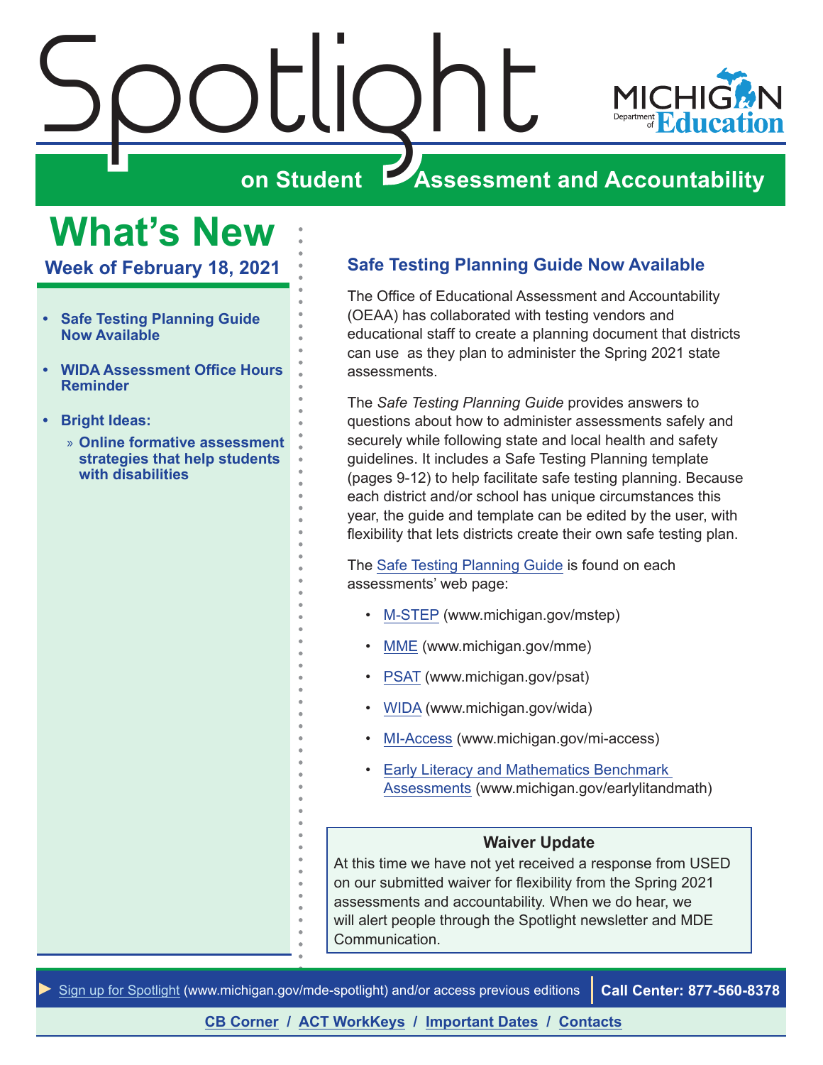# Spotlight on Student Assessment and Accountability

MICHIGAN Department of Education

## What's New

### Week of February 18, 2021

- **Safe Testing Planning Guide Now Available**
- **WIDA Assessment Office Hours Reminder**
- **Bright Ideas:**
  - **Online formative assessment strategies that help students with disabilities**

## Safe Testing Planning Guide Now Available

The Office of Educational Assessment and Accountability (OEAA) has collaborated with testing vendors and educational staff to create a planning document that districts can use as they plan to administer the Spring 2021 state assessments.

The *Safe Testing Planning Guide* provides answers to questions about how to administer assessments safely and securely while following state and local health and safety guidelines. It includes a Safe Testing Planning template (pages 9-12) to help facilitate safe testing planning. Because each district and/or school has unique circumstances this year, the guide and template can be edited by the user, with flexibility that lets districts create their own safe testing plan.

The Safe Testing Planning Guide is found on each assessments' web page:

- M-STEP (www.michigan.gov/mstep)
- MME (www.michigan.gov/mme)
- PSAT (www.michigan.gov/psat)
- WIDA (www.michigan.gov/wida)
- MI-Access (www.michigan.gov/mi-access)
- Early Literacy and Mathematics Benchmark Assessments (www.michigan.gov/earlylitandmath)

**Waiver Update**

At this time we have not yet received a response from USED on our submitted waiver for flexibility from the Spring 2021 assessments and accountability. When we do hear, we will alert people through the Spotlight newsletter and MDE Communication.

Sign up for Spotlight (www.michigan.gov/mde-spotlight) and/or access previous editions | **Call Center: 877-560-8378**

**CB Corner / ACT WorkKeys / Important Dates / Contacts**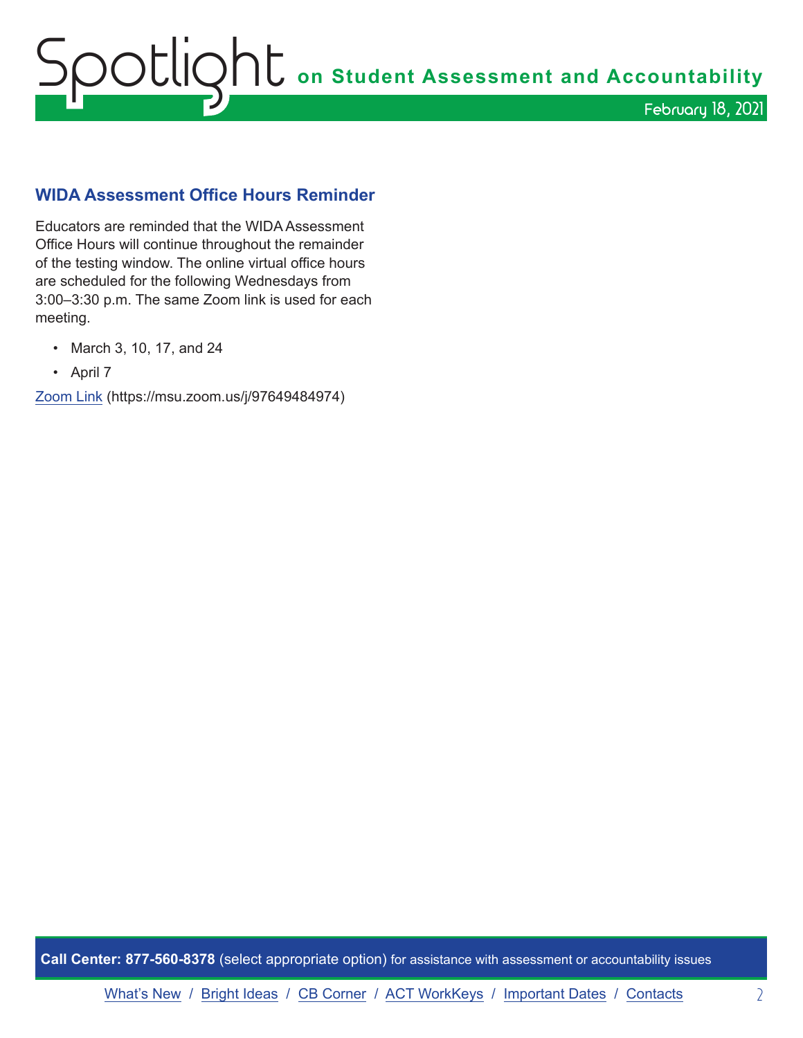## WIDA Assessment Office Hours Reminder

Educators are reminded that the WIDA Assessment Office Hours will continue throughout the remainder of the testing window. The online virtual office hours are scheduled for the following Wednesdays from 3:00–3:30 p.m. The same Zoom link is used for each meeting.

- March 3, 10, 17, and 24
- April 7

[Zoom Link](https://msu.zoom.us/j/97649484974) (https://msu.zoom.us/j/97649484974)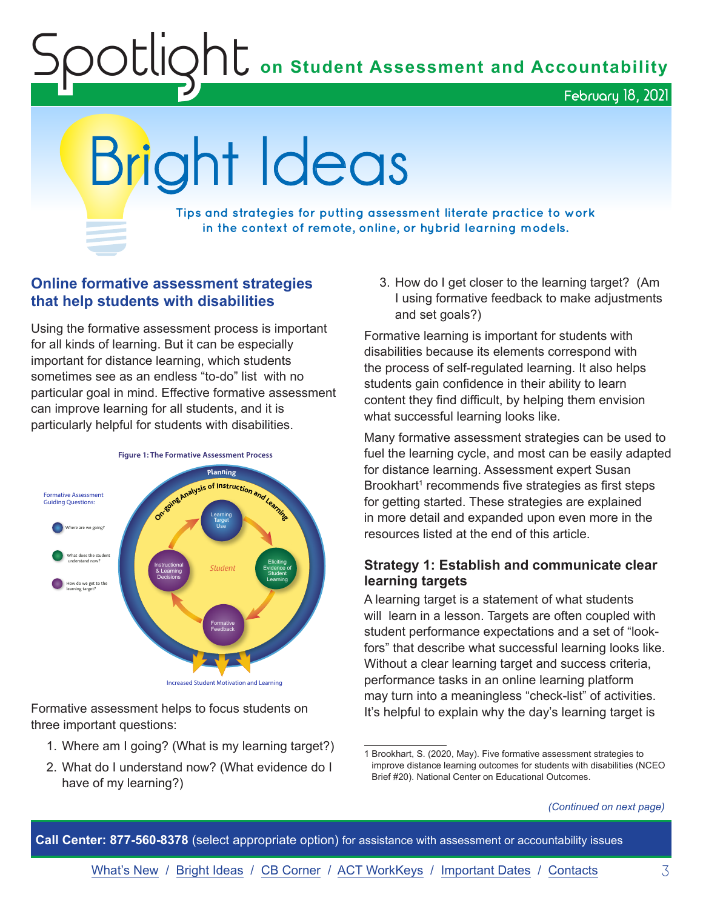# Bright Ideas

**Tips and strategies for putting assessment literate practice to work in the context of remote, online, or hybrid learning models.**

## Online formative assessment strategies that help students with disabilities

Using the formative assessment process is important for all kinds of learning. But it can be especially important for distance learning, which students sometimes see as an endless "to-do" list with no particular goal in mind. Effective formative assessment can improve learning for all students, and it is particularly helpful for students with disabilities.

**Figure 1: The Formative Assessment Process**

Formative Assessment Guiding Questions:

- Where are we going?
- What does the student understand now?
- How do we get to the learning target?

Planning — On-going Analysis of Instruction and Learning — Learning Target Use — Eliciting Evidence of Student Learning — Formative Feedback — Instructional & Learning Decisions — Student

Increased Student Motivation and Learning

Formative assessment helps to focus students on three important questions:

1. Where am I going? (What is my learning target?)
2. What do I understand now? (What evidence do I have of my learning?)
3. How do I get closer to the learning target? (Am I using formative feedback to make adjustments and set goals?)

Formative learning is important for students with disabilities because its elements correspond with the process of self-regulated learning. It also helps students gain confidence in their ability to learn content they find difficult, by helping them envision what successful learning looks like.

Many formative assessment strategies can be used to fuel the learning cycle, and most can be easily adapted for distance learning. Assessment expert Susan Brookhart[1] recommends five strategies as first steps for getting started. These strategies are explained in more detail and expanded upon even more in the resources listed at the end of this article.

### Strategy 1: Establish and communicate clear learning targets

A learning target is a statement of what students will learn in a lesson. Targets are often coupled with student performance expectations and a set of "look-fors" that describe what successful learning looks like. Without a clear learning target and success criteria, performance tasks in an online learning platform may turn into a meaningless "check-list" of activities. It's helpful to explain why the day's learning target is

*(Continued on next page)*

1 Brookhart, S. (2020, May). Five formative assessment strategies to improve distance learning outcomes for students with disabilities (NCEO Brief #20). National Center on Educational Outcomes.

**Call Center: 877-560-8378** (select appropriate option) for assistance with assessment or accountability issues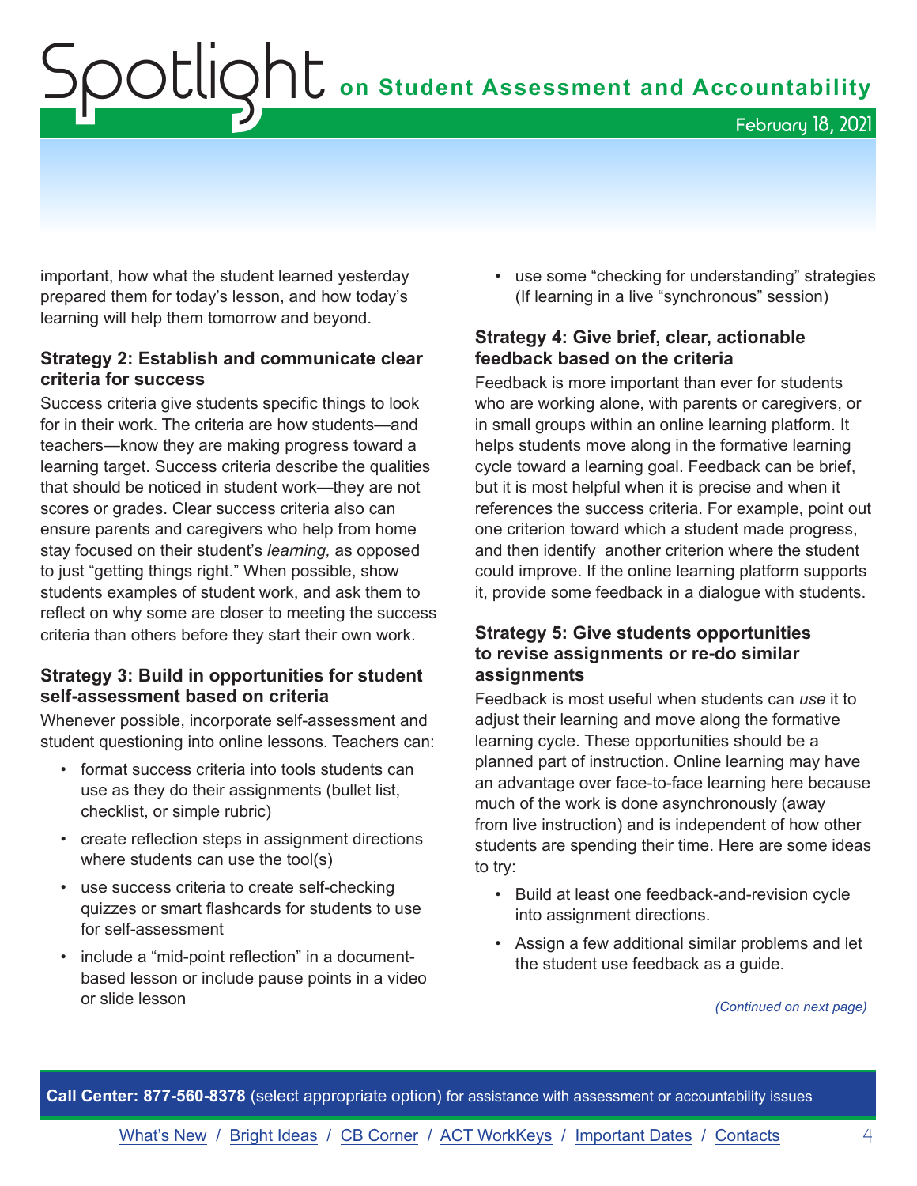important, how what the student learned yesterday prepared them for today's lesson, and how today's learning will help them tomorrow and beyond.

### Strategy 2: Establish and communicate clear criteria for success

Success criteria give students specific things to look for in their work. The criteria are how students—and teachers—know they are making progress toward a learning target. Success criteria describe the qualities that should be noticed in student work—they are not scores or grades. Clear success criteria also can ensure parents and caregivers who help from home stay focused on their student's *learning,* as opposed to just "getting things right." When possible, show students examples of student work, and ask them to reflect on why some are closer to meeting the success criteria than others before they start their own work.

### Strategy 3: Build in opportunities for student self-assessment based on criteria

Whenever possible, incorporate self-assessment and student questioning into online lessons. Teachers can:

- format success criteria into tools students can use as they do their assignments (bullet list, checklist, or simple rubric)
- create reflection steps in assignment directions where students can use the tool(s)
- use success criteria to create self-checking quizzes or smart flashcards for students to use for self-assessment
- include a "mid-point reflection" in a document-based lesson or include pause points in a video or slide lesson
- use some "checking for understanding" strategies (If learning in a live "synchronous" session)

### Strategy 4: Give brief, clear, actionable feedback based on the criteria

Feedback is more important than ever for students who are working alone, with parents or caregivers, or in small groups within an online learning platform. It helps students move along in the formative learning cycle toward a learning goal. Feedback can be brief, but it is most helpful when it is precise and when it references the success criteria. For example, point out one criterion toward which a student made progress, and then identify another criterion where the student could improve. If the online learning platform supports it, provide some feedback in a dialogue with students.

### Strategy 5: Give students opportunities to revise assignments or re-do similar assignments

Feedback is most useful when students can *use* it to adjust their learning and move along the formative learning cycle. These opportunities should be a planned part of instruction. Online learning may have an advantage over face-to-face learning here because much of the work is done asynchronously (away from live instruction) and is independent of how other students are spending their time. Here are some ideas to try:

- Build at least one feedback-and-revision cycle into assignment directions.
- Assign a few additional similar problems and let the student use feedback as a guide.

*(Continued on next page)*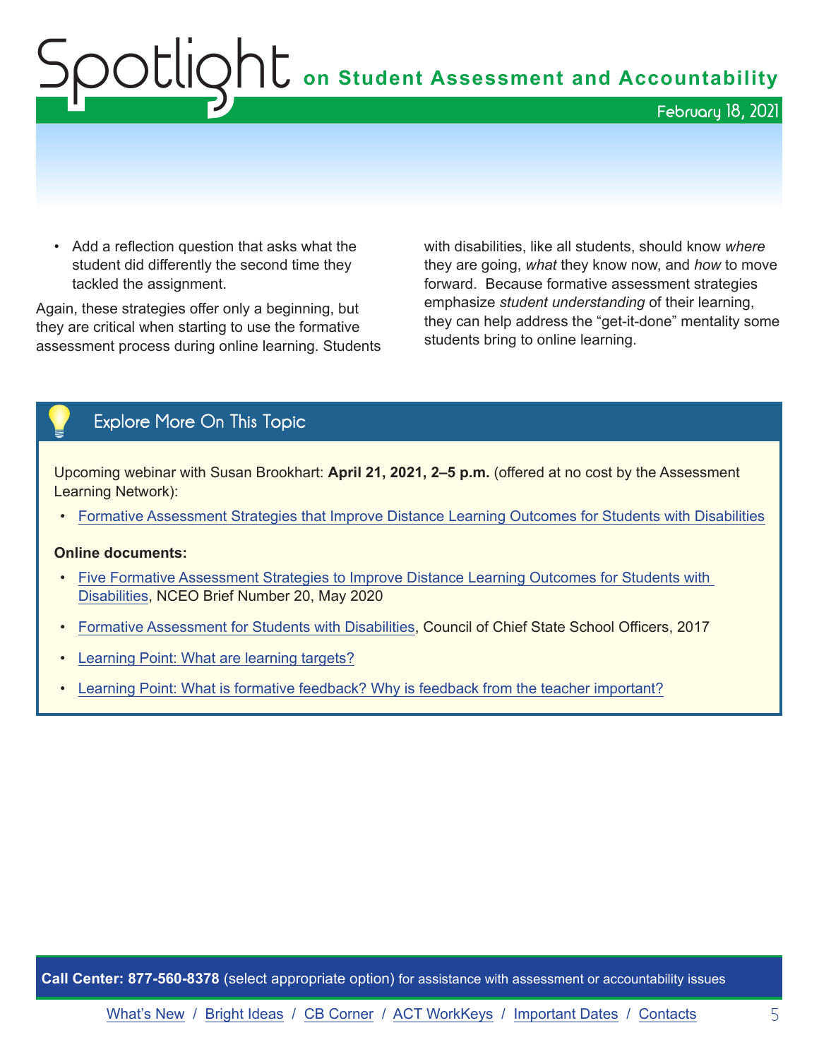- Add a reflection question that asks what the student did differently the second time they tackled the assignment.

Again, these strategies offer only a beginning, but they are critical when starting to use the formative assessment process during online learning. Students with disabilities, like all students, should know *where* they are going, *what* they know now, and *how* to move forward. Because formative assessment strategies emphasize *student understanding* of their learning, they can help address the "get-it-done" mentality some students bring to online learning.

## Explore More On This Topic

Upcoming webinar with Susan Brookhart: **April 21, 2021, 2–5 p.m.** (offered at no cost by the Assessment Learning Network):

- Formative Assessment Strategies that Improve Distance Learning Outcomes for Students with Disabilities

**Online documents:**

- Five Formative Assessment Strategies to Improve Distance Learning Outcomes for Students with Disabilities, NCEO Brief Number 20, May 2020
- Formative Assessment for Students with Disabilities, Council of Chief State School Officers, 2017
- Learning Point: What are learning targets?
- Learning Point: What is formative feedback? Why is feedback from the teacher important?

**Call Center: 877-560-8378** (select appropriate option) for assistance with assessment or accountability issues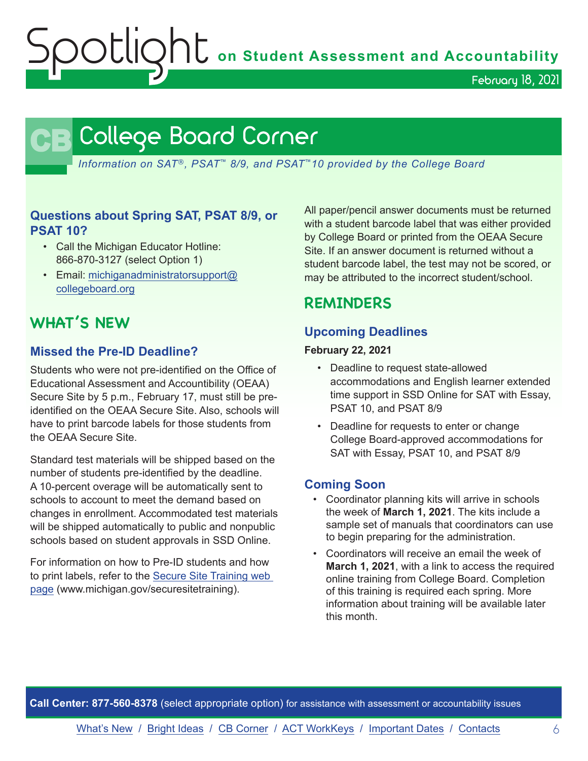# College Board Corner

*Information on SAT®, PSAT™ 8/9, and PSAT™10 provided by the College Board*

### Questions about Spring SAT, PSAT 8/9, or PSAT 10?

- Call the Michigan Educator Hotline: 866-870-3127 (select Option 1)
- Email: michiganadministratorsupport@collegeboard.org

## WHAT'S NEW

### Missed the Pre-ID Deadline?

Students who were not pre-identified on the Office of Educational Assessment and Accountibility (OEAA) Secure Site by 5 p.m., February 17, must still be pre-identified on the OEAA Secure Site. Also, schools will have to print barcode labels for those students from the OEAA Secure Site.

Standard test materials will be shipped based on the number of students pre-identified by the deadline. A 10-percent overage will be automatically sent to schools to account to meet the demand based on changes in enrollment. Accommodated test materials will be shipped automatically to public and nonpublic schools based on student approvals in SSD Online.

For information on how to Pre-ID students and how to print labels, refer to the Secure Site Training web page (www.michigan.gov/securesitetraining).

All paper/pencil answer documents must be returned with a student barcode label that was either provided by College Board or printed from the OEAA Secure Site. If an answer document is returned without a student barcode label, the test may not be scored, or may be attributed to the incorrect student/school.

## REMINDERS

### Upcoming Deadlines

**February 22, 2021**

- Deadline to request state-allowed accommodations and English learner extended time support in SSD Online for SAT with Essay, PSAT 10, and PSAT 8/9
- Deadline for requests to enter or change College Board-approved accommodations for SAT with Essay, PSAT 10, and PSAT 8/9

### Coming Soon

- Coordinator planning kits will arrive in schools the week of **March 1, 2021**. The kits include a sample set of manuals that coordinators can use to begin preparing for the administration.
- Coordinators will receive an email the week of **March 1, 2021**, with a link to access the required online training from College Board. Completion of this training is required each spring. More information about training will be available later this month.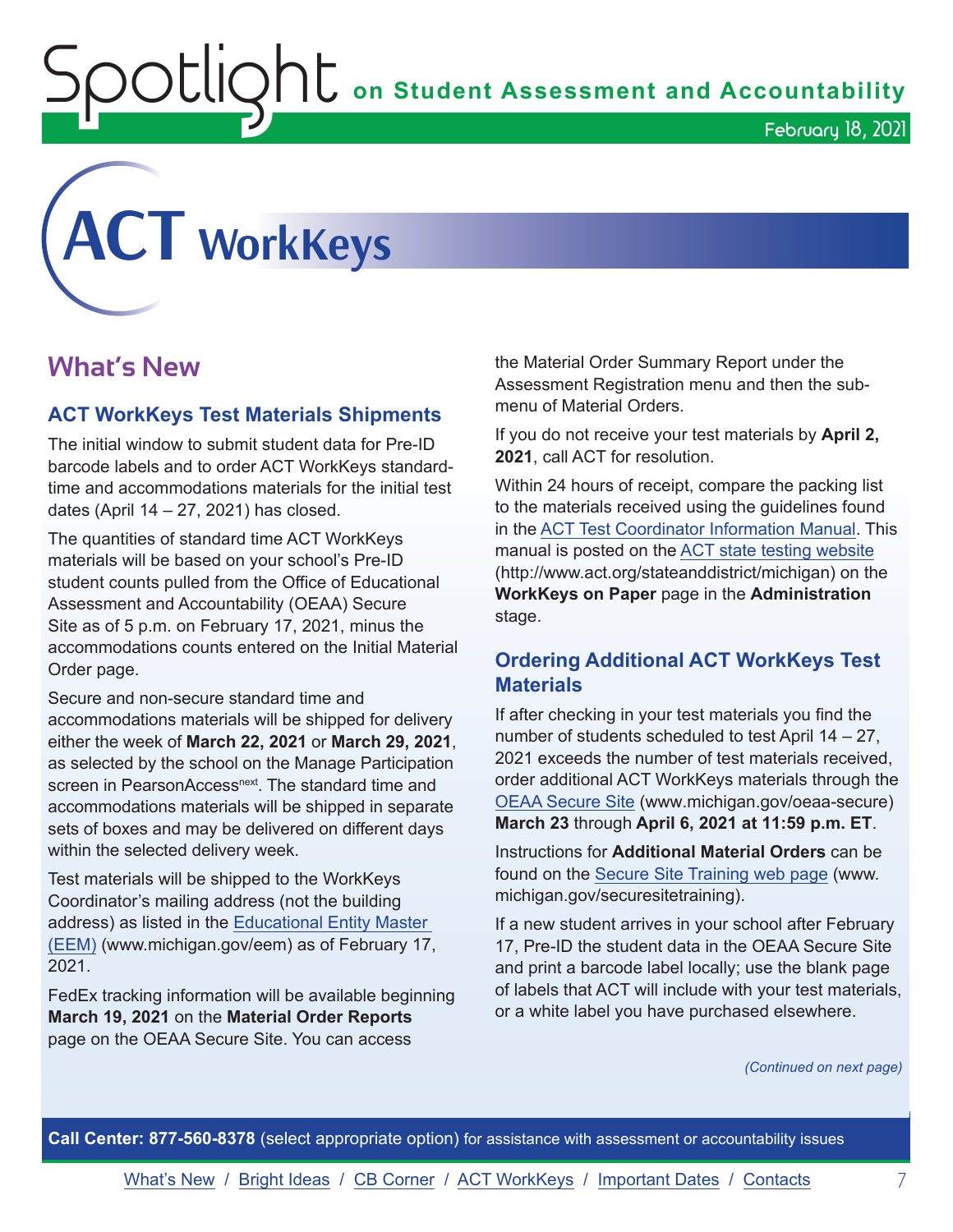# ACT WorkKeys

## What's New

### ACT WorkKeys Test Materials Shipments

The initial window to submit student data for Pre-ID barcode labels and to order ACT WorkKeys standard-time and accommodations materials for the initial test dates (April 14 – 27, 2021) has closed.

The quantities of standard time ACT WorkKeys materials will be based on your school's Pre-ID student counts pulled from the Office of Educational Assessment and Accountability (OEAA) Secure Site as of 5 p.m. on February 17, 2021, minus the accommodations counts entered on the Initial Material Order page.

Secure and non-secure standard time and accommodations materials will be shipped for delivery either the week of **March 22, 2021** or **March 29, 2021**, as selected by the school on the Manage Participation screen in PearsonAccess[next]. The standard time and accommodations materials will be shipped in separate sets of boxes and may be delivered on different days within the selected delivery week.

Test materials will be shipped to the WorkKeys Coordinator's mailing address (not the building address) as listed in the Educational Entity Master (EEM) (www.michigan.gov/eem) as of February 17, 2021.

FedEx tracking information will be available beginning **March 19, 2021** on the **Material Order Reports** page on the OEAA Secure Site. You can access the Material Order Summary Report under the Assessment Registration menu and then the sub-menu of Material Orders.

If you do not receive your test materials by **April 2, 2021**, call ACT for resolution.

Within 24 hours of receipt, compare the packing list to the materials received using the guidelines found in the ACT Test Coordinator Information Manual. This manual is posted on the ACT state testing website (http://www.act.org/stateanddistrict/michigan) on the **WorkKeys on Paper** page in the **Administration** stage.

### Ordering Additional ACT WorkKeys Test Materials

If after checking in your test materials you find the number of students scheduled to test April 14 – 27, 2021 exceeds the number of test materials received, order additional ACT WorkKeys materials through the OEAA Secure Site (www.michigan.gov/oeaa-secure) **March 23** through **April 6, 2021 at 11:59 p.m. ET**.

Instructions for **Additional Material Orders** can be found on the Secure Site Training web page (www.michigan.gov/securesitetraining).

If a new student arrives in your school after February 17, Pre-ID the student data in the OEAA Secure Site and print a barcode label locally; use the blank page of labels that ACT will include with your test materials, or a white label you have purchased elsewhere.

*(Continued on next page)*

**Call Center: 877-560-8378** (select appropriate option) for assistance with assessment or accountability issues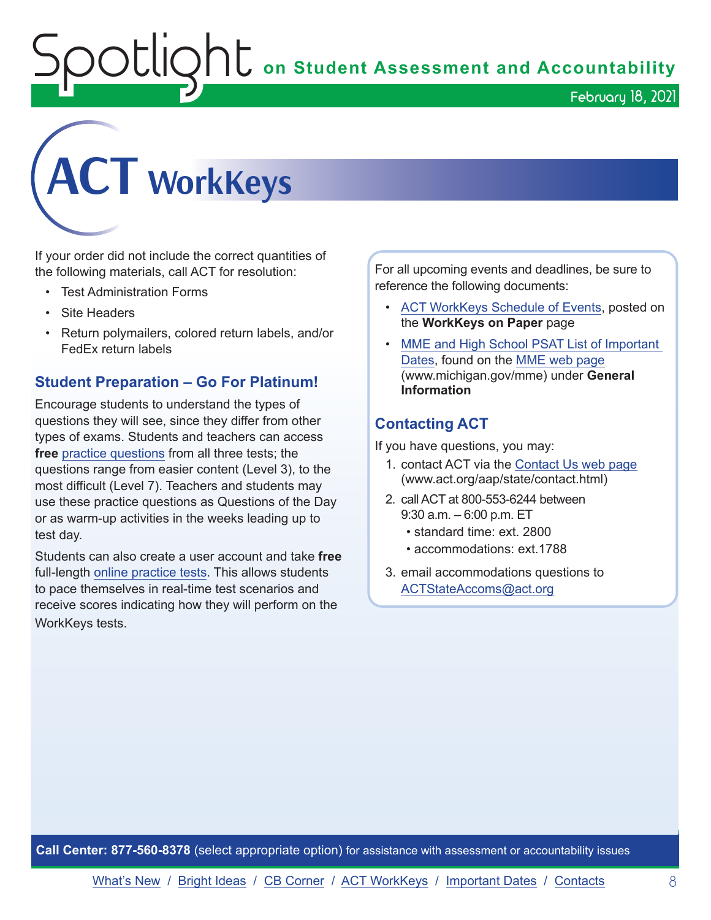# ACT WorkKeys

If your order did not include the correct quantities of the following materials, call ACT for resolution:

- Test Administration Forms
- Site Headers
- Return polymailers, colored return labels, and/or FedEx return labels

## Student Preparation – Go For Platinum!

Encourage students to understand the types of questions they will see, since they differ from other types of exams. Students and teachers can access **free** practice questions from all three tests; the questions range from easier content (Level 3), to the most difficult (Level 7). Teachers and students may use these practice questions as Questions of the Day or as warm-up activities in the weeks leading up to test day.

Students can also create a user account and take **free** full-length online practice tests. This allows students to pace themselves in real-time test scenarios and receive scores indicating how they will perform on the WorkKeys tests.

For all upcoming events and deadlines, be sure to reference the following documents:

- ACT WorkKeys Schedule of Events, posted on the **WorkKeys on Paper** page
- MME and High School PSAT List of Important Dates, found on the MME web page (www.michigan.gov/mme) under **General Information**

## Contacting ACT

If you have questions, you may:

1. contact ACT via the Contact Us web page (www.act.org/aap/state/contact.html)
2. call ACT at 800-553-6244 between 9:30 a.m. – 6:00 p.m. ET
   - standard time: ext. 2800
   - accommodations: ext.1788
3. email accommodations questions to ACTStateAccoms@act.org

**Call Center: 877-560-8378** (select appropriate option) for assistance with assessment or accountability issues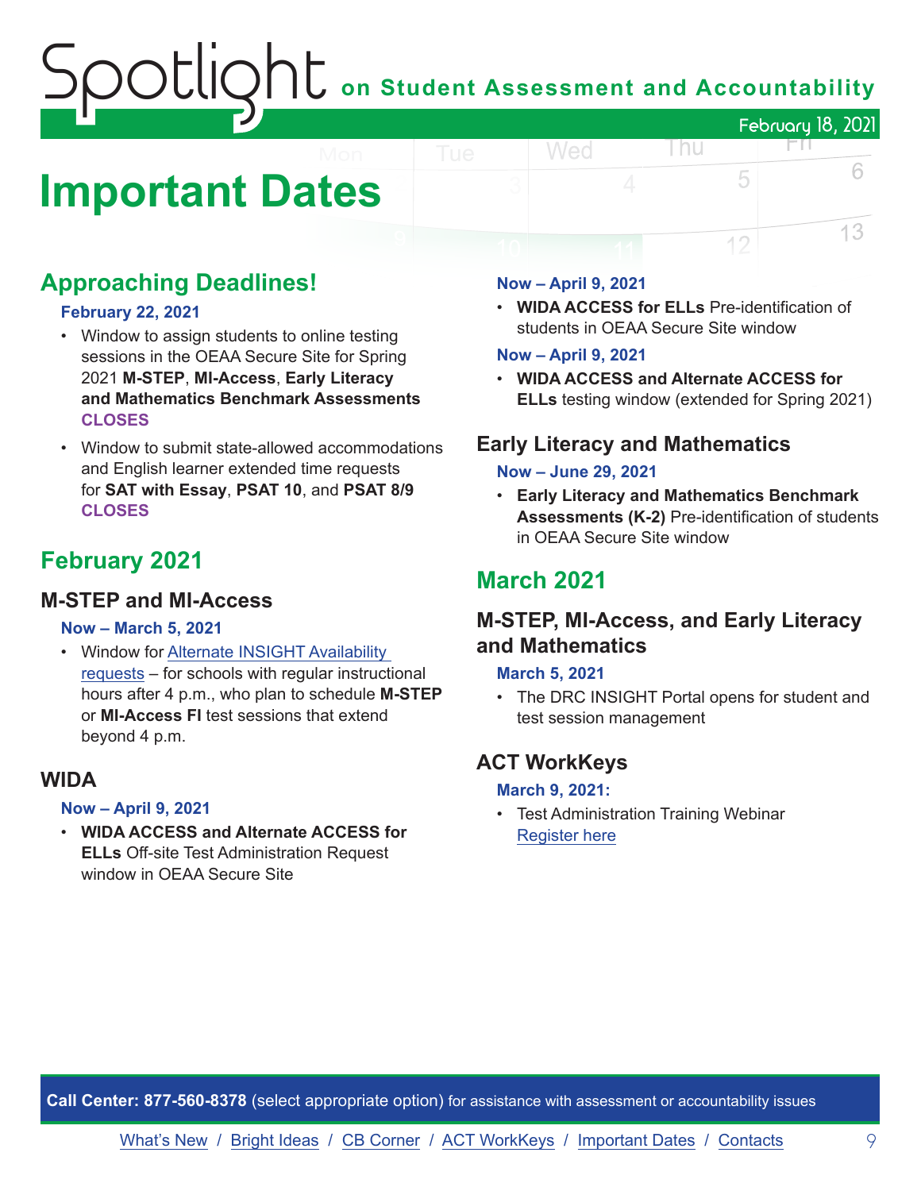# Important Dates

## Approaching Deadlines!

**February 22, 2021**

- Window to assign students to online testing sessions in the OEAA Secure Site for Spring 2021 **M-STEP**, **MI-Access**, **Early Literacy and Mathematics Benchmark Assessments CLOSES**
- Window to submit state-allowed accommodations and English learner extended time requests for **SAT with Essay**, **PSAT 10**, and **PSAT 8/9 CLOSES**

## February 2021

### M-STEP and MI-Access

**Now – March 5, 2021**

- Window for Alternate INSIGHT Availability requests – for schools with regular instructional hours after 4 p.m., who plan to schedule **M-STEP** or **MI-Access FI** test sessions that extend beyond 4 p.m.

### WIDA

**Now – April 9, 2021**

- **WIDA ACCESS and Alternate ACCESS for ELLs** Off-site Test Administration Request window in OEAA Secure Site

**Now – April 9, 2021**

- **WIDA ACCESS for ELLs** Pre-identification of students in OEAA Secure Site window

**Now – April 9, 2021**

- **WIDA ACCESS and Alternate ACCESS for ELLs** testing window (extended for Spring 2021)

### Early Literacy and Mathematics

**Now – June 29, 2021**

- **Early Literacy and Mathematics Benchmark Assessments (K-2)** Pre-identification of students in OEAA Secure Site window

## March 2021

### M-STEP, MI-Access, and Early Literacy and Mathematics

**March 5, 2021**

- The DRC INSIGHT Portal opens for student and test session management

### ACT WorkKeys

**March 9, 2021:**

- Test Administration Training Webinar
  Register here

**Call Center: 877-560-8378** (select appropriate option) for assistance with assessment or accountability issues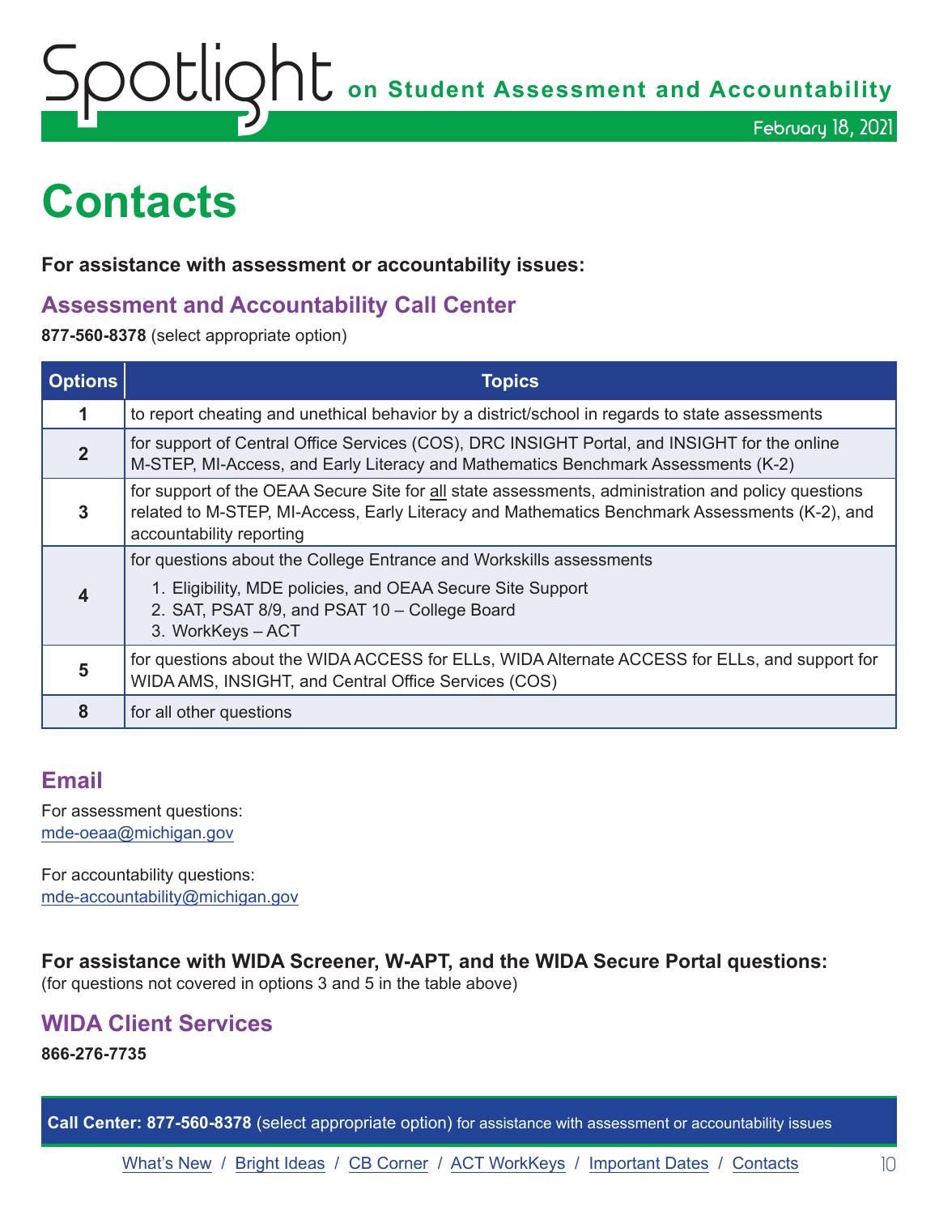# Contacts

**For assistance with assessment or accountability issues:**

## Assessment and Accountability Call Center

**877-560-8378** (select appropriate option)

| Options | Topics |
|---|---|
| **1** | to report cheating and unethical behavior by a district/school in regards to state assessments |
| **2** | for support of Central Office Services (COS), DRC INSIGHT Portal, and INSIGHT for the online M-STEP, MI-Access, and Early Literacy and Mathematics Benchmark Assessments (K-2) |
| **3** | for support of the OEAA Secure Site for all state assessments, administration and policy questions related to M-STEP, MI-Access, Early Literacy and Mathematics Benchmark Assessments (K-2), and accountability reporting |
| **4** | for questions about the College Entrance and Workskills assessments<br>1. Eligibility, MDE policies, and OEAA Secure Site Support<br>2. SAT, PSAT 8/9, and PSAT 10 – College Board<br>3. WorkKeys – ACT |
| **5** | for questions about the WIDA ACCESS for ELLs, WIDA Alternate ACCESS for ELLs, and support for WIDA AMS, INSIGHT, and Central Office Services (COS) |
| **8** | for all other questions |

## Email

For assessment questions:
mde-oeaa@michigan.gov

For accountability questions:
mde-accountability@michigan.gov

**For assistance with WIDA Screener, W-APT, and the WIDA Secure Portal questions:**
(for questions not covered in options 3 and 5 in the table above)

## WIDA Client Services

**866-276-7735**

**Call Center: 877-560-8378** (select appropriate option) for assistance with assessment or accountability issues